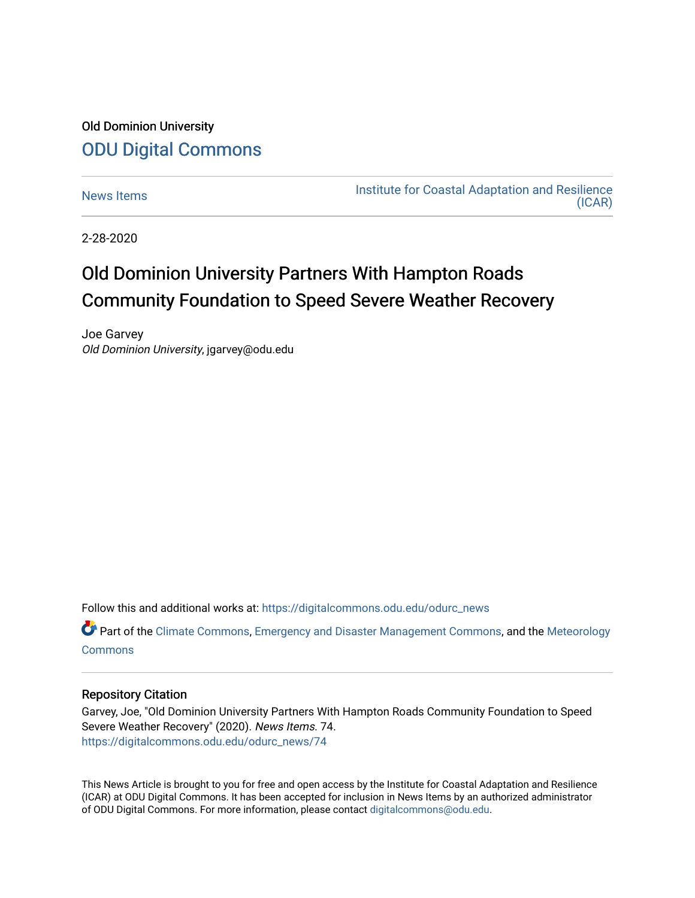Old Dominion University

ODU Digital Commons

News Items

Institute for Coastal Adaptation and Resilience (ICAR)

2-28-2020

# Old Dominion University Partners With Hampton Roads Community Foundation to Speed Severe Weather Recovery

Joe Garvey
*Old Dominion University*, jgarvey@odu.edu

Follow this and additional works at: https://digitalcommons.odu.edu/odurc_news

Part of the Climate Commons, Emergency and Disaster Management Commons, and the Meteorology Commons

### Repository Citation

Garvey, Joe, "Old Dominion University Partners With Hampton Roads Community Foundation to Speed Severe Weather Recovery" (2020). *News Items*. 74.
https://digitalcommons.odu.edu/odurc_news/74

This News Article is brought to you for free and open access by the Institute for Coastal Adaptation and Resilience (ICAR) at ODU Digital Commons. It has been accepted for inclusion in News Items by an authorized administrator of ODU Digital Commons. For more information, please contact digitalcommons@odu.edu.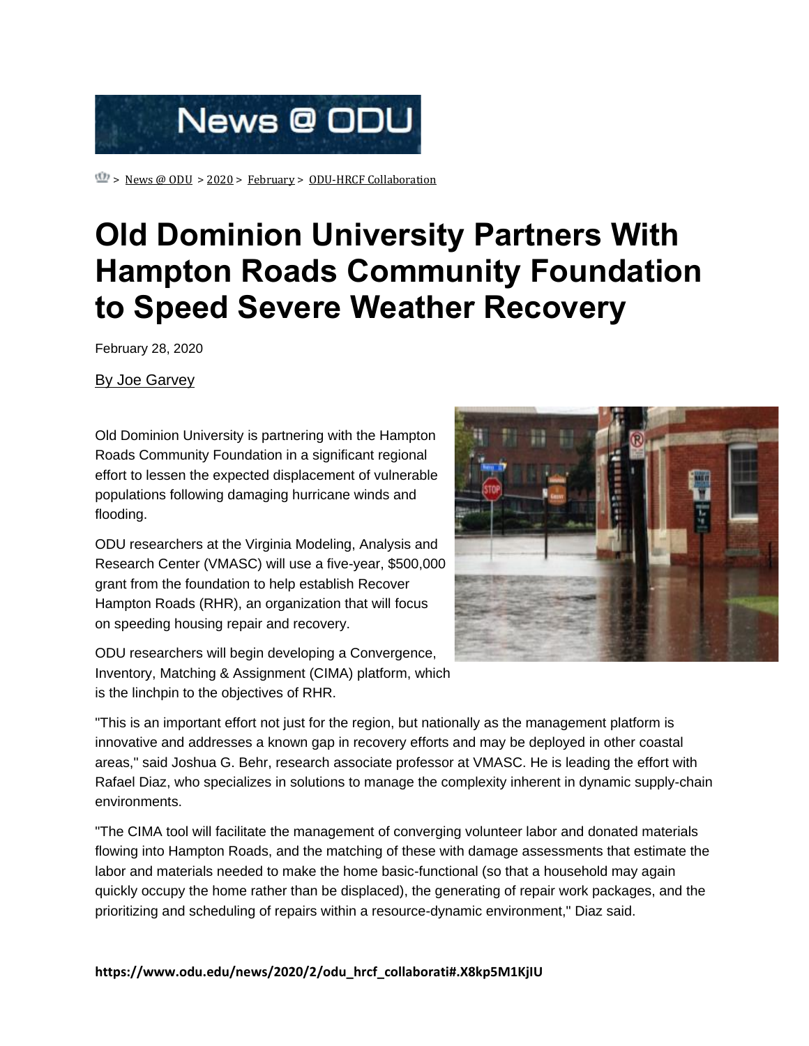News @ ODU

> News @ ODU > 2020 > February > ODU-HRCF Collaboration

# Old Dominion University Partners With Hampton Roads Community Foundation to Speed Severe Weather Recovery

February 28, 2020

By Joe Garvey

Old Dominion University is partnering with the Hampton Roads Community Foundation in a significant regional effort to lessen the expected displacement of vulnerable populations following damaging hurricane winds and flooding.

ODU researchers at the Virginia Modeling, Analysis and Research Center (VMASC) will use a five-year, $500,000 grant from the foundation to help establish Recover Hampton Roads (RHR), an organization that will focus on speeding housing repair and recovery.

ODU researchers will begin developing a Convergence, Inventory, Matching & Assignment (CIMA) platform, which is the linchpin to the objectives of RHR.

"This is an important effort not just for the region, but nationally as the management platform is innovative and addresses a known gap in recovery efforts and may be deployed in other coastal areas," said Joshua G. Behr, research associate professor at VMASC. He is leading the effort with Rafael Diaz, who specializes in solutions to manage the complexity inherent in dynamic supply-chain environments.

"The CIMA tool will facilitate the management of converging volunteer labor and donated materials flowing into Hampton Roads, and the matching of these with damage assessments that estimate the labor and materials needed to make the home basic-functional (so that a household may again quickly occupy the home rather than be displaced), the generating of repair work packages, and the prioritizing and scheduling of repairs within a resource-dynamic environment," Diaz said.

**https://www.odu.edu/news/2020/2/odu_hrcf_collaborati#.X8kp5M1KjIU**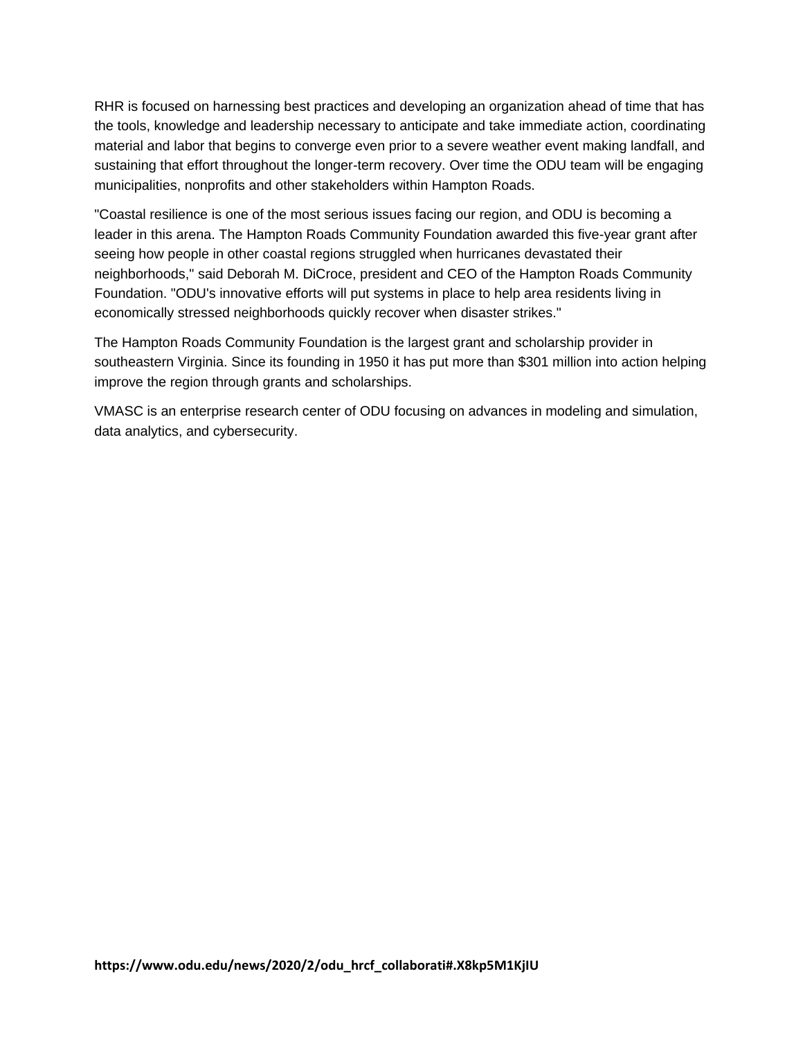RHR is focused on harnessing best practices and developing an organization ahead of time that has the tools, knowledge and leadership necessary to anticipate and take immediate action, coordinating material and labor that begins to converge even prior to a severe weather event making landfall, and sustaining that effort throughout the longer-term recovery. Over time the ODU team will be engaging municipalities, nonprofits and other stakeholders within Hampton Roads.

"Coastal resilience is one of the most serious issues facing our region, and ODU is becoming a leader in this arena. The Hampton Roads Community Foundation awarded this five-year grant after seeing how people in other coastal regions struggled when hurricanes devastated their neighborhoods," said Deborah M. DiCroce, president and CEO of the Hampton Roads Community Foundation. "ODU's innovative efforts will put systems in place to help area residents living in economically stressed neighborhoods quickly recover when disaster strikes."

The Hampton Roads Community Foundation is the largest grant and scholarship provider in southeastern Virginia. Since its founding in 1950 it has put more than $301 million into action helping improve the region through grants and scholarships.

VMASC is an enterprise research center of ODU focusing on advances in modeling and simulation, data analytics, and cybersecurity.

**https://www.odu.edu/news/2020/2/odu_hrcf_collaborati#.X8kp5M1KjIU**